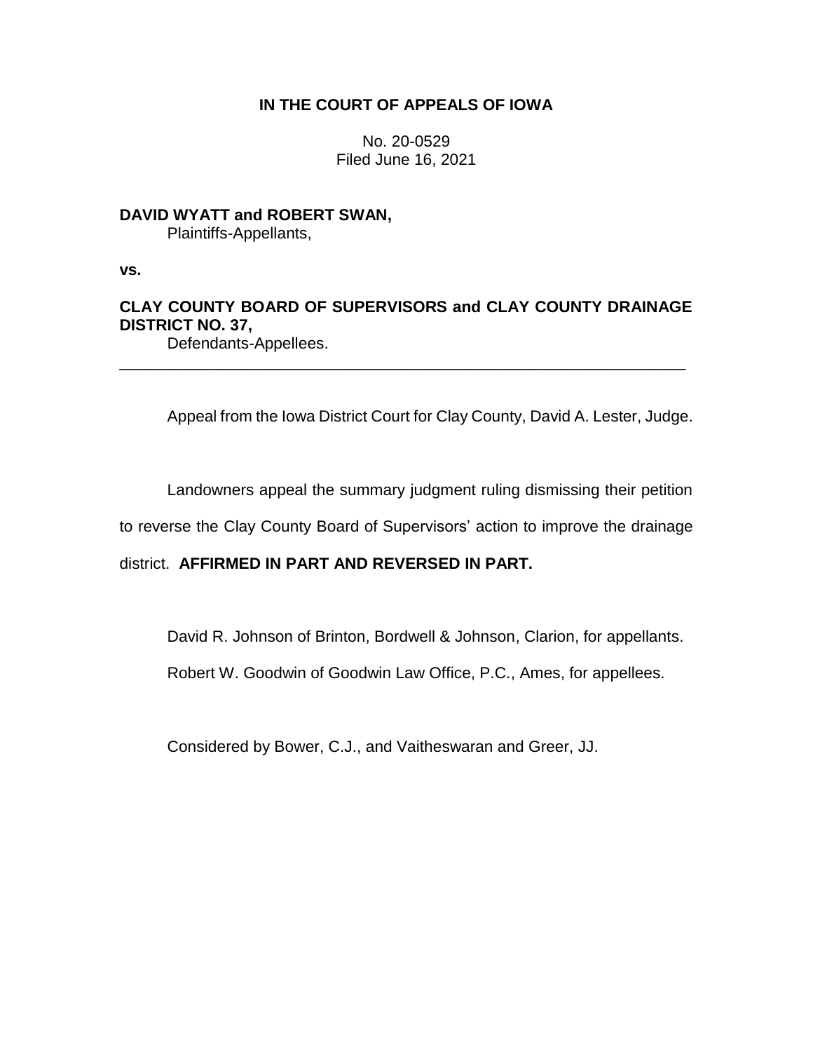**IN THE COURT OF APPEALS OF IOWA**

No. 20-0529
Filed June 16, 2021

**DAVID WYATT and ROBERT SWAN,**
Plaintiffs-Appellants,

**vs.**

**CLAY COUNTY BOARD OF SUPERVISORS and CLAY COUNTY DRAINAGE DISTRICT NO. 37,**
Defendants-Appellees.

---

Appeal from the Iowa District Court for Clay County, David A. Lester, Judge.

Landowners appeal the summary judgment ruling dismissing their petition to reverse the Clay County Board of Supervisors' action to improve the drainage district. **AFFIRMED IN PART AND REVERSED IN PART.**

David R. Johnson of Brinton, Bordwell & Johnson, Clarion, for appellants.

Robert W. Goodwin of Goodwin Law Office, P.C., Ames, for appellees.

Considered by Bower, C.J., and Vaitheswaran and Greer, JJ.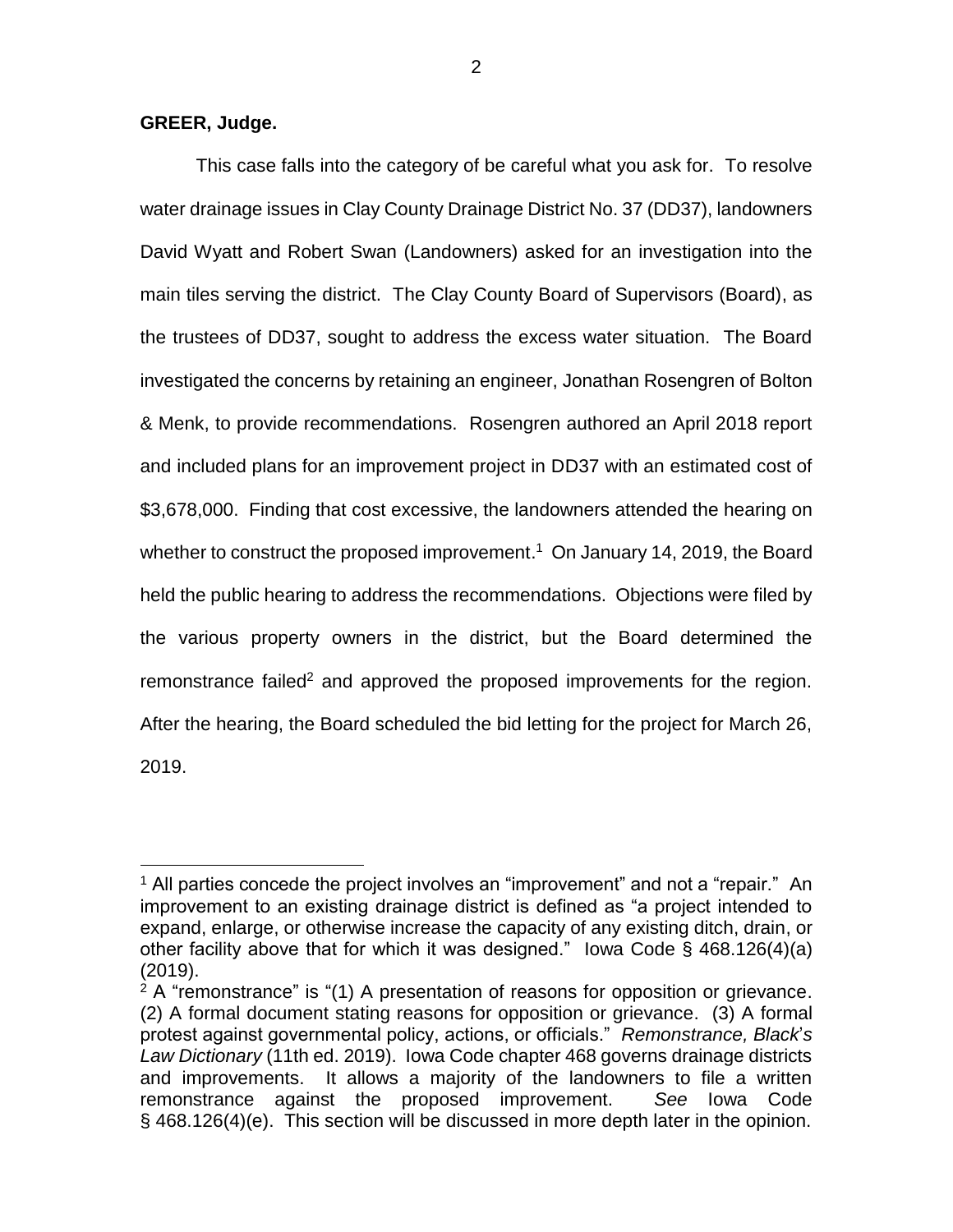**GREER, Judge.**

This case falls into the category of be careful what you ask for. To resolve water drainage issues in Clay County Drainage District No. 37 (DD37), landowners David Wyatt and Robert Swan (Landowners) asked for an investigation into the main tiles serving the district. The Clay County Board of Supervisors (Board), as the trustees of DD37, sought to address the excess water situation. The Board investigated the concerns by retaining an engineer, Jonathan Rosengren of Bolton & Menk, to provide recommendations. Rosengren authored an April 2018 report and included plans for an improvement project in DD37 with an estimated cost of $3,678,000. Finding that cost excessive, the landowners attended the hearing on whether to construct the proposed improvement.[1] On January 14, 2019, the Board held the public hearing to address the recommendations. Objections were filed by the various property owners in the district, but the Board determined the remonstrance failed[2] and approved the proposed improvements for the region. After the hearing, the Board scheduled the bid letting for the project for March 26, 2019.

---

[1] All parties concede the project involves an "improvement" and not a "repair." An improvement to an existing drainage district is defined as "a project intended to expand, enlarge, or otherwise increase the capacity of any existing ditch, drain, or other facility above that for which it was designed." Iowa Code § 468.126(4)(a) (2019).

[2] A "remonstrance" is "(1) A presentation of reasons for opposition or grievance. (2) A formal document stating reasons for opposition or grievance. (3) A formal protest against governmental policy, actions, or officials." *Remonstrance, Black's Law Dictionary* (11th ed. 2019). Iowa Code chapter 468 governs drainage districts and improvements. It allows a majority of the landowners to file a written remonstrance against the proposed improvement. *See* Iowa Code § 468.126(4)(e). This section will be discussed in more depth later in the opinion.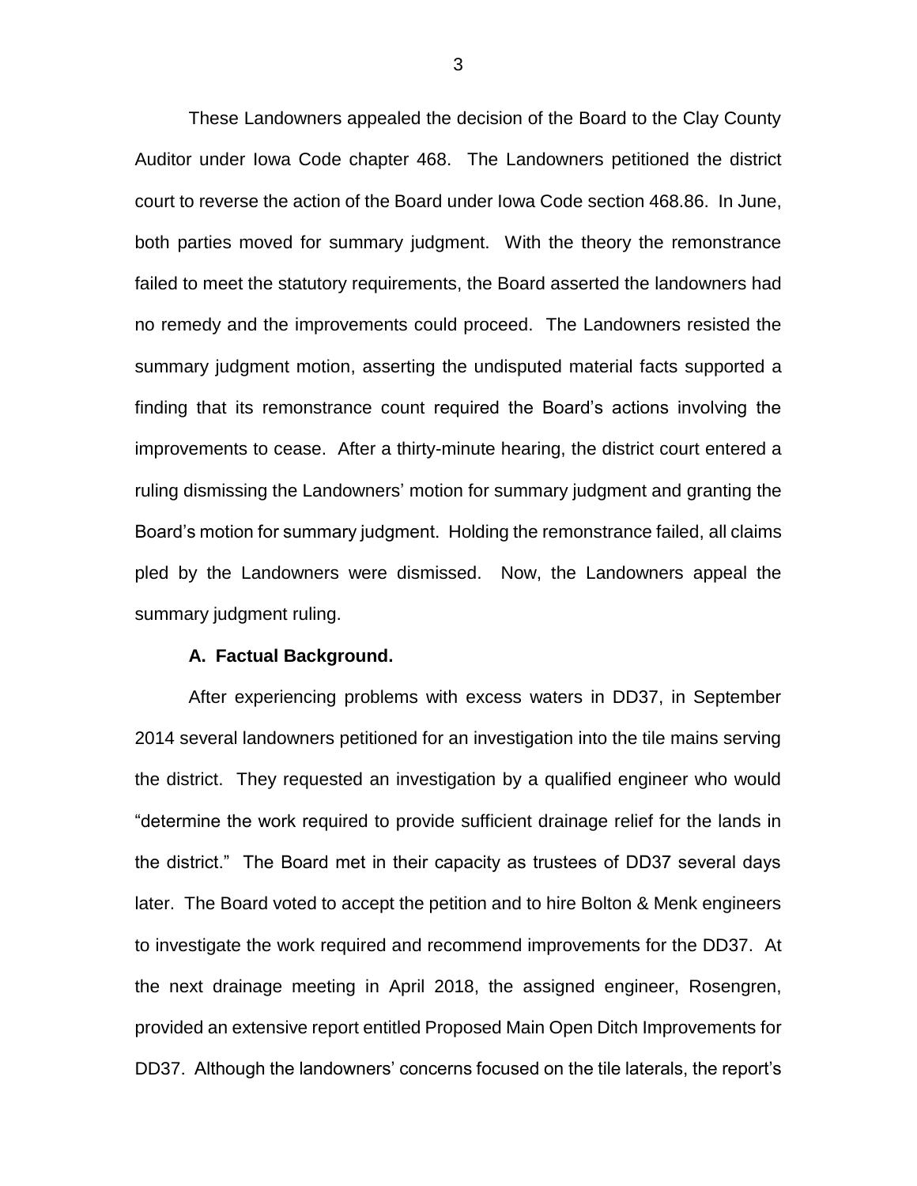These Landowners appealed the decision of the Board to the Clay County Auditor under Iowa Code chapter 468. The Landowners petitioned the district court to reverse the action of the Board under Iowa Code section 468.86. In June, both parties moved for summary judgment. With the theory the remonstrance failed to meet the statutory requirements, the Board asserted the landowners had no remedy and the improvements could proceed. The Landowners resisted the summary judgment motion, asserting the undisputed material facts supported a finding that its remonstrance count required the Board's actions involving the improvements to cease. After a thirty-minute hearing, the district court entered a ruling dismissing the Landowners' motion for summary judgment and granting the Board's motion for summary judgment. Holding the remonstrance failed, all claims pled by the Landowners were dismissed. Now, the Landowners appeal the summary judgment ruling.

### A. Factual Background.

After experiencing problems with excess waters in DD37, in September 2014 several landowners petitioned for an investigation into the tile mains serving the district. They requested an investigation by a qualified engineer who would "determine the work required to provide sufficient drainage relief for the lands in the district." The Board met in their capacity as trustees of DD37 several days later. The Board voted to accept the petition and to hire Bolton & Menk engineers to investigate the work required and recommend improvements for the DD37. At the next drainage meeting in April 2018, the assigned engineer, Rosengren, provided an extensive report entitled Proposed Main Open Ditch Improvements for DD37. Although the landowners' concerns focused on the tile laterals, the report's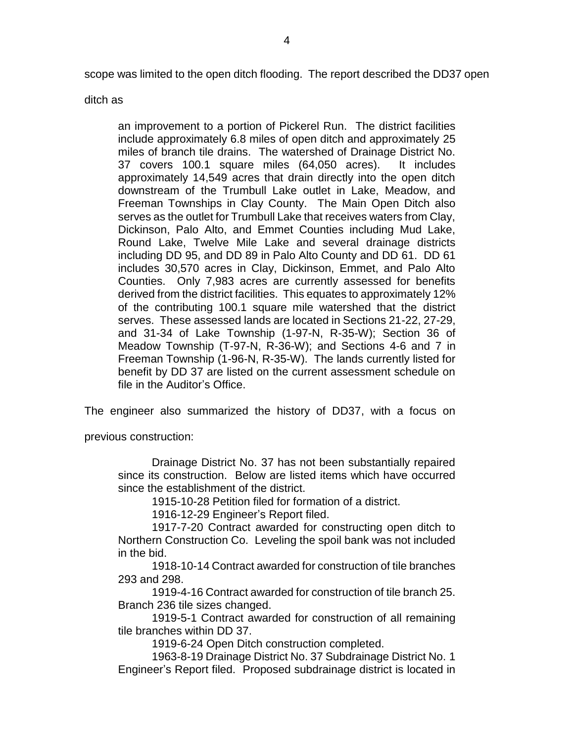scope was limited to the open ditch flooding. The report described the DD37 open ditch as

> an improvement to a portion of Pickerel Run. The district facilities include approximately 6.8 miles of open ditch and approximately 25 miles of branch tile drains. The watershed of Drainage District No. 37 covers 100.1 square miles (64,050 acres). It includes approximately 14,549 acres that drain directly into the open ditch downstream of the Trumbull Lake outlet in Lake, Meadow, and Freeman Townships in Clay County. The Main Open Ditch also serves as the outlet for Trumbull Lake that receives waters from Clay, Dickinson, Palo Alto, and Emmet Counties including Mud Lake, Round Lake, Twelve Mile Lake and several drainage districts including DD 95, and DD 89 in Palo Alto County and DD 61. DD 61 includes 30,570 acres in Clay, Dickinson, Emmet, and Palo Alto Counties. Only 7,983 acres are currently assessed for benefits derived from the district facilities. This equates to approximately 12% of the contributing 100.1 square mile watershed that the district serves. These assessed lands are located in Sections 21-22, 27-29, and 31-34 of Lake Township (1-97-N, R-35-W); Section 36 of Meadow Township (T-97-N, R-36-W); and Sections 4-6 and 7 in Freeman Township (1-96-N, R-35-W). The lands currently listed for benefit by DD 37 are listed on the current assessment schedule on file in the Auditor's Office.

The engineer also summarized the history of DD37, with a focus on previous construction:

> Drainage District No. 37 has not been substantially repaired since its construction. Below are listed items which have occurred since the establishment of the district.
>
> 1915-10-28 Petition filed for formation of a district.
>
> 1916-12-29 Engineer's Report filed.
>
> 1917-7-20 Contract awarded for constructing open ditch to Northern Construction Co. Leveling the spoil bank was not included in the bid.
>
> 1918-10-14 Contract awarded for construction of tile branches 293 and 298.
>
> 1919-4-16 Contract awarded for construction of tile branch 25. Branch 236 tile sizes changed.
>
> 1919-5-1 Contract awarded for construction of all remaining tile branches within DD 37.
>
> 1919-6-24 Open Ditch construction completed.
>
> 1963-8-19 Drainage District No. 37 Subdrainage District No. 1 Engineer's Report filed. Proposed subdrainage district is located in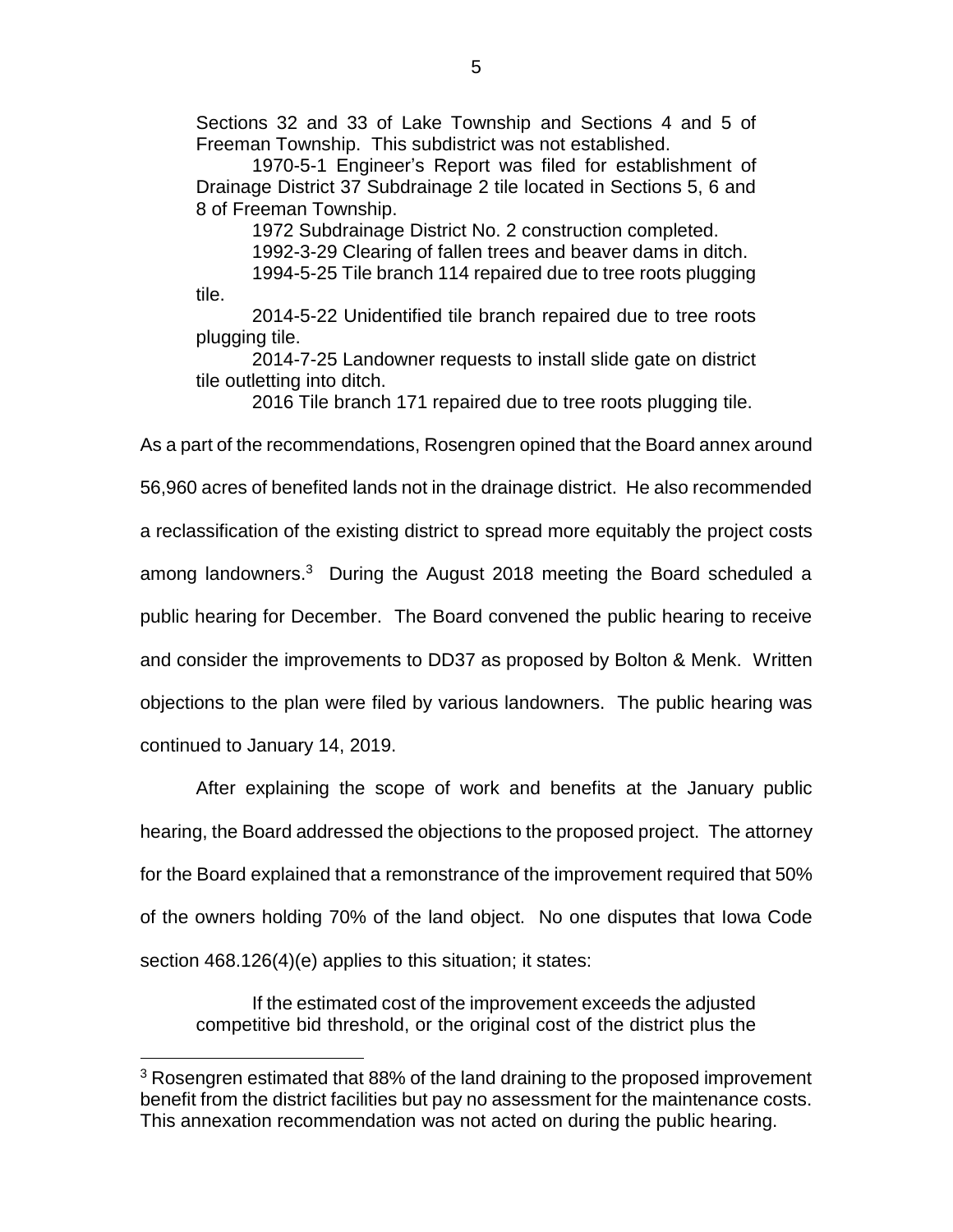Sections 32 and 33 of Lake Township and Sections 4 and 5 of Freeman Township. This subdistrict was not established.

1970-5-1 Engineer's Report was filed for establishment of Drainage District 37 Subdrainage 2 tile located in Sections 5, 6 and 8 of Freeman Township.

1972 Subdrainage District No. 2 construction completed.

1992-3-29 Clearing of fallen trees and beaver dams in ditch.

1994-5-25 Tile branch 114 repaired due to tree roots plugging tile.

2014-5-22 Unidentified tile branch repaired due to tree roots plugging tile.

2014-7-25 Landowner requests to install slide gate on district tile outletting into ditch.

2016 Tile branch 171 repaired due to tree roots plugging tile.

As a part of the recommendations, Rosengren opined that the Board annex around 56,960 acres of benefited lands not in the drainage district. He also recommended a reclassification of the existing district to spread more equitably the project costs among landowners.[3] During the August 2018 meeting the Board scheduled a public hearing for December. The Board convened the public hearing to receive and consider the improvements to DD37 as proposed by Bolton & Menk. Written objections to the plan were filed by various landowners. The public hearing was continued to January 14, 2019.

After explaining the scope of work and benefits at the January public hearing, the Board addressed the objections to the proposed project. The attorney for the Board explained that a remonstrance of the improvement required that 50% of the owners holding 70% of the land object. No one disputes that Iowa Code section 468.126(4)(e) applies to this situation; it states:

> If the estimated cost of the improvement exceeds the adjusted competitive bid threshold, or the original cost of the district plus the

[3] Rosengren estimated that 88% of the land draining to the proposed improvement benefit from the district facilities but pay no assessment for the maintenance costs. This annexation recommendation was not acted on during the public hearing.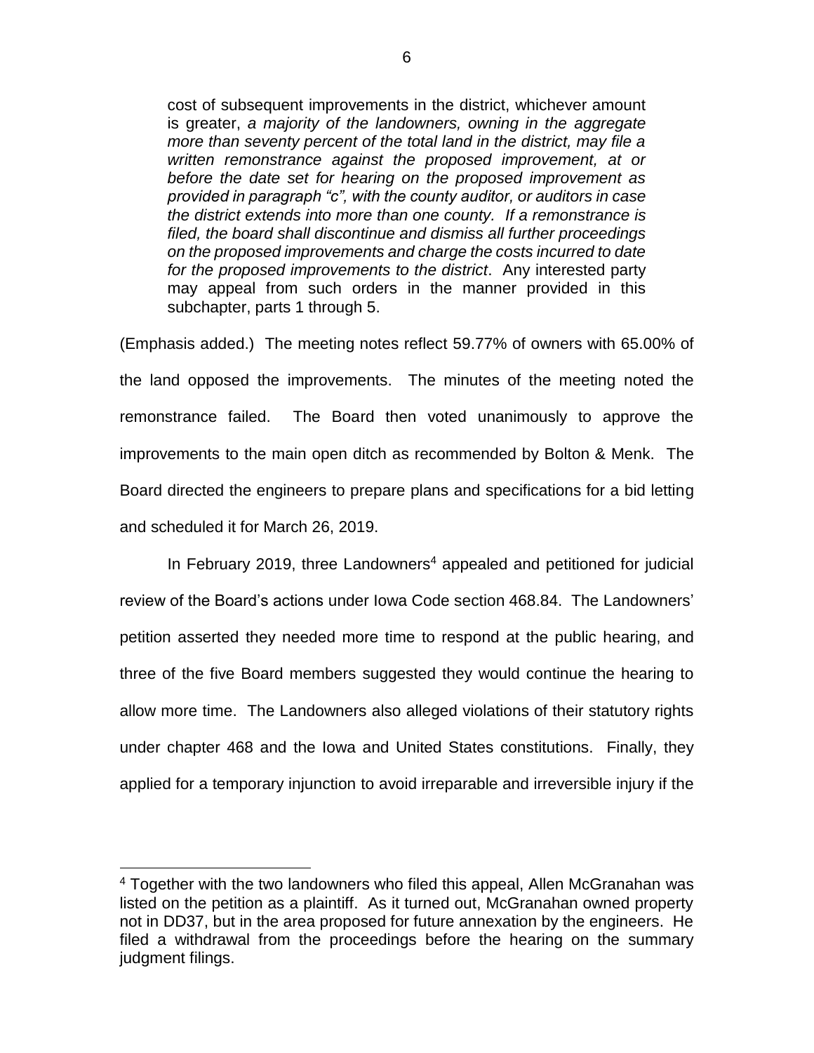> cost of subsequent improvements in the district, whichever amount is greater, *a majority of the landowners, owning in the aggregate more than seventy percent of the total land in the district, may file a written remonstrance against the proposed improvement, at or before the date set for hearing on the proposed improvement as provided in paragraph "c", with the county auditor, or auditors in case the district extends into more than one county. If a remonstrance is filed, the board shall discontinue and dismiss all further proceedings on the proposed improvements and charge the costs incurred to date for the proposed improvements to the district*. Any interested party may appeal from such orders in the manner provided in this subchapter, parts 1 through 5.

(Emphasis added.) The meeting notes reflect 59.77% of owners with 65.00% of the land opposed the improvements. The minutes of the meeting noted the remonstrance failed. The Board then voted unanimously to approve the improvements to the main open ditch as recommended by Bolton & Menk. The Board directed the engineers to prepare plans and specifications for a bid letting and scheduled it for March 26, 2019.

In February 2019, three Landowners[4] appealed and petitioned for judicial review of the Board's actions under Iowa Code section 468.84. The Landowners' petition asserted they needed more time to respond at the public hearing, and three of the five Board members suggested they would continue the hearing to allow more time. The Landowners also alleged violations of their statutory rights under chapter 468 and the Iowa and United States constitutions. Finally, they applied for a temporary injunction to avoid irreparable and irreversible injury if the

---

[4] Together with the two landowners who filed this appeal, Allen McGranahan was listed on the petition as a plaintiff. As it turned out, McGranahan owned property not in DD37, but in the area proposed for future annexation by the engineers. He filed a withdrawal from the proceedings before the hearing on the summary judgment filings.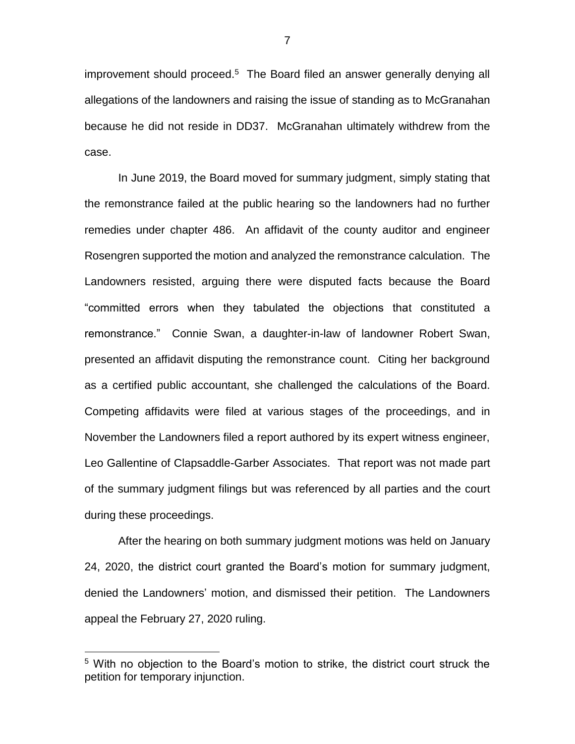improvement should proceed.[5] The Board filed an answer generally denying all allegations of the landowners and raising the issue of standing as to McGranahan because he did not reside in DD37. McGranahan ultimately withdrew from the case.

In June 2019, the Board moved for summary judgment, simply stating that the remonstrance failed at the public hearing so the landowners had no further remedies under chapter 486. An affidavit of the county auditor and engineer Rosengren supported the motion and analyzed the remonstrance calculation. The Landowners resisted, arguing there were disputed facts because the Board "committed errors when they tabulated the objections that constituted a remonstrance." Connie Swan, a daughter-in-law of landowner Robert Swan, presented an affidavit disputing the remonstrance count. Citing her background as a certified public accountant, she challenged the calculations of the Board. Competing affidavits were filed at various stages of the proceedings, and in November the Landowners filed a report authored by its expert witness engineer, Leo Gallentine of Clapsaddle-Garber Associates. That report was not made part of the summary judgment filings but was referenced by all parties and the court during these proceedings.

After the hearing on both summary judgment motions was held on January 24, 2020, the district court granted the Board's motion for summary judgment, denied the Landowners' motion, and dismissed their petition. The Landowners appeal the February 27, 2020 ruling.

---

[5] With no objection to the Board's motion to strike, the district court struck the petition for temporary injunction.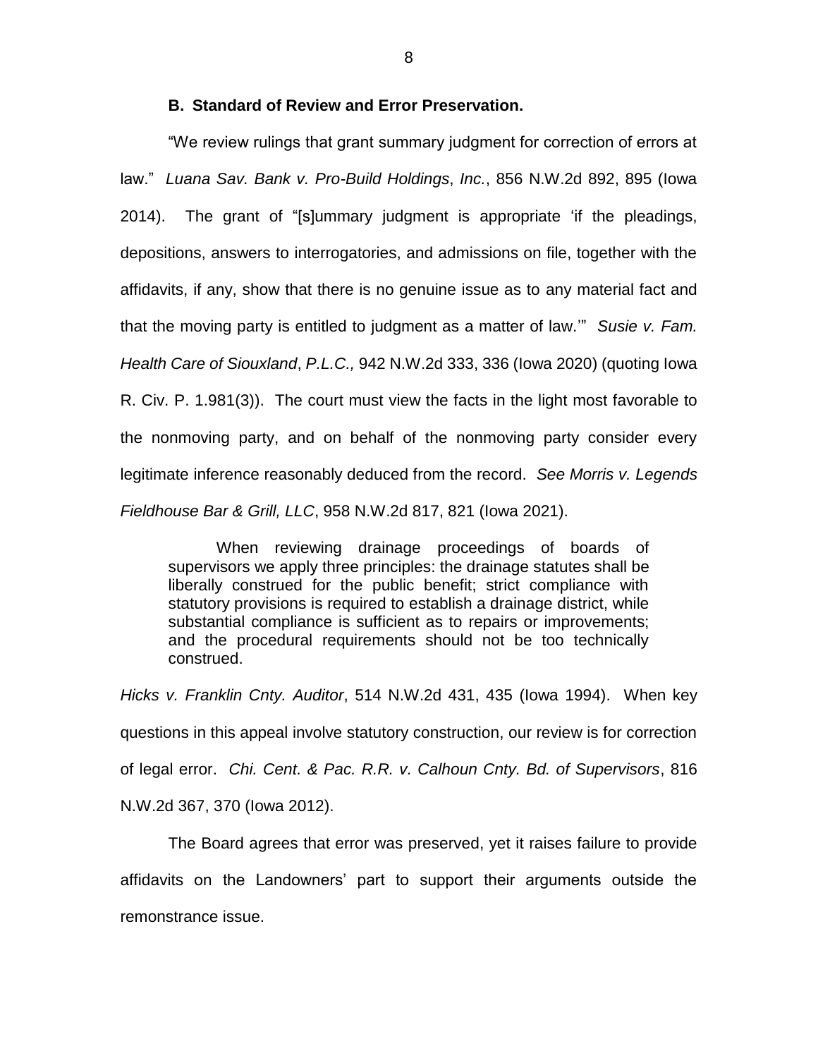### B. Standard of Review and Error Preservation.

"We review rulings that grant summary judgment for correction of errors at law." *Luana Sav. Bank v. Pro-Build Holdings*, *Inc.*, 856 N.W.2d 892, 895 (Iowa 2014). The grant of "[s]ummary judgment is appropriate 'if the pleadings, depositions, answers to interrogatories, and admissions on file, together with the affidavits, if any, show that there is no genuine issue as to any material fact and that the moving party is entitled to judgment as a matter of law.'" *Susie v. Fam. Health Care of Siouxland*, *P.L.C.,* 942 N.W.2d 333, 336 (Iowa 2020) (quoting Iowa R. Civ. P. 1.981(3)). The court must view the facts in the light most favorable to the nonmoving party, and on behalf of the nonmoving party consider every legitimate inference reasonably deduced from the record. *See Morris v. Legends Fieldhouse Bar & Grill, LLC*, 958 N.W.2d 817, 821 (Iowa 2021).

> When reviewing drainage proceedings of boards of supervisors we apply three principles: the drainage statutes shall be liberally construed for the public benefit; strict compliance with statutory provisions is required to establish a drainage district, while substantial compliance is sufficient as to repairs or improvements; and the procedural requirements should not be too technically construed.

*Hicks v. Franklin Cnty. Auditor*, 514 N.W.2d 431, 435 (Iowa 1994). When key questions in this appeal involve statutory construction, our review is for correction of legal error. *Chi. Cent. & Pac. R.R. v. Calhoun Cnty. Bd. of Supervisors*, 816 N.W.2d 367, 370 (Iowa 2012).

The Board agrees that error was preserved, yet it raises failure to provide affidavits on the Landowners' part to support their arguments outside the remonstrance issue.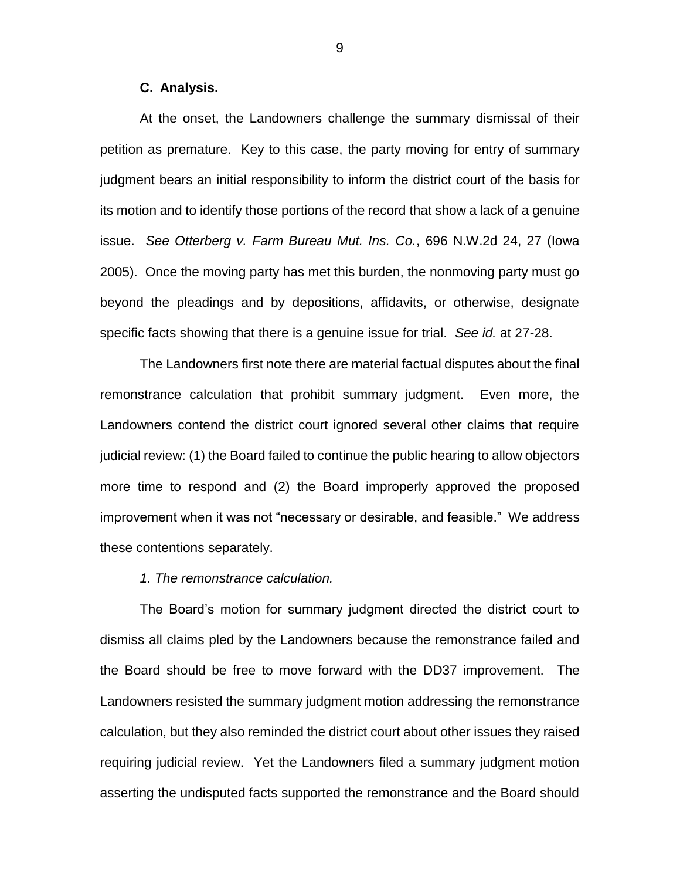### C. Analysis.

At the onset, the Landowners challenge the summary dismissal of their petition as premature. Key to this case, the party moving for entry of summary judgment bears an initial responsibility to inform the district court of the basis for its motion and to identify those portions of the record that show a lack of a genuine issue. *See Otterberg v. Farm Bureau Mut. Ins. Co.*, 696 N.W.2d 24, 27 (Iowa 2005). Once the moving party has met this burden, the nonmoving party must go beyond the pleadings and by depositions, affidavits, or otherwise, designate specific facts showing that there is a genuine issue for trial. *See id.* at 27-28.

The Landowners first note there are material factual disputes about the final remonstrance calculation that prohibit summary judgment. Even more, the Landowners contend the district court ignored several other claims that require judicial review: (1) the Board failed to continue the public hearing to allow objectors more time to respond and (2) the Board improperly approved the proposed improvement when it was not "necessary or desirable, and feasible." We address these contentions separately.

*1. The remonstrance calculation.*

The Board's motion for summary judgment directed the district court to dismiss all claims pled by the Landowners because the remonstrance failed and the Board should be free to move forward with the DD37 improvement. The Landowners resisted the summary judgment motion addressing the remonstrance calculation, but they also reminded the district court about other issues they raised requiring judicial review. Yet the Landowners filed a summary judgment motion asserting the undisputed facts supported the remonstrance and the Board should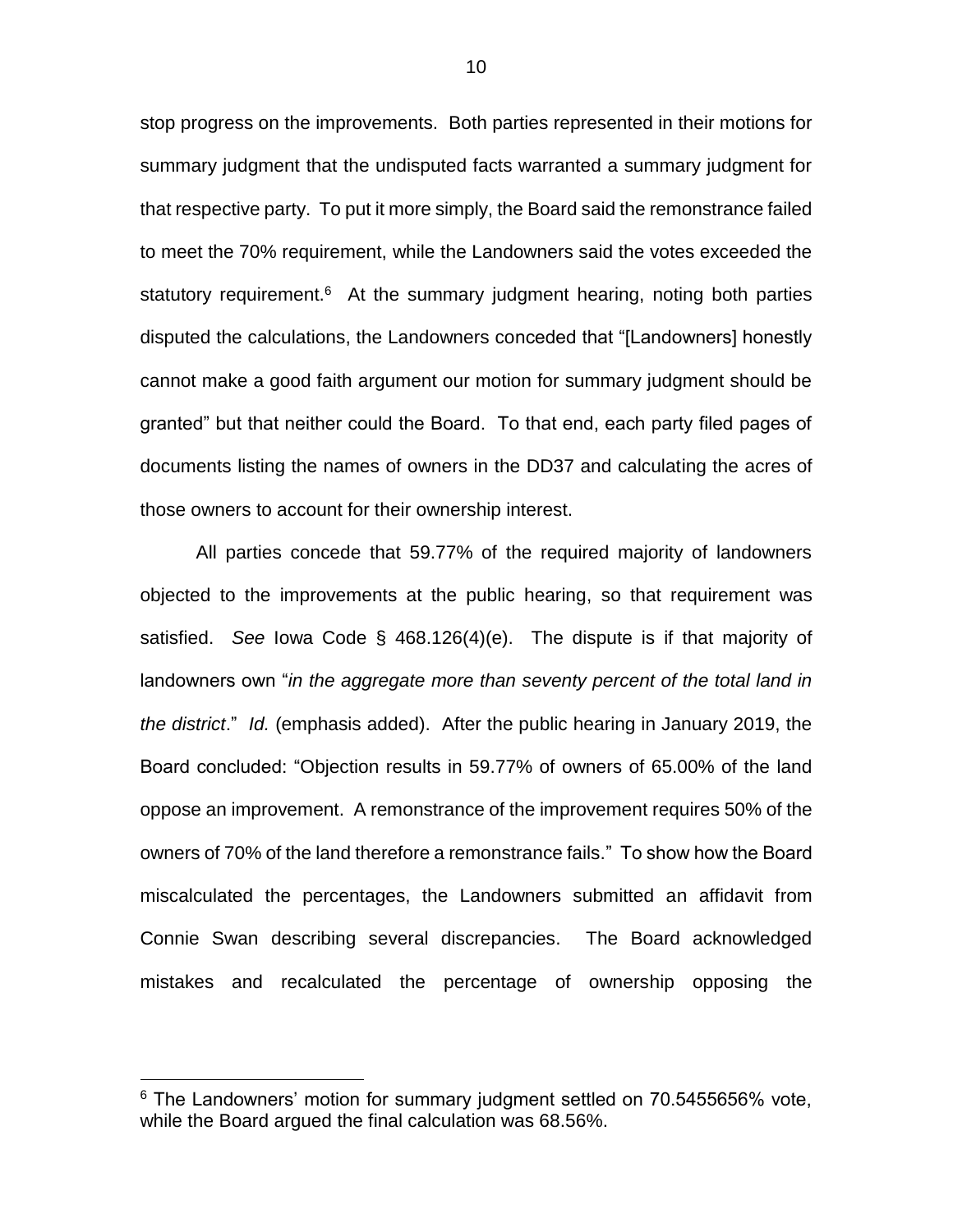stop progress on the improvements. Both parties represented in their motions for summary judgment that the undisputed facts warranted a summary judgment for that respective party. To put it more simply, the Board said the remonstrance failed to meet the 70% requirement, while the Landowners said the votes exceeded the statutory requirement.[6] At the summary judgment hearing, noting both parties disputed the calculations, the Landowners conceded that "[Landowners] honestly cannot make a good faith argument our motion for summary judgment should be granted" but that neither could the Board. To that end, each party filed pages of documents listing the names of owners in the DD37 and calculating the acres of those owners to account for their ownership interest.

All parties concede that 59.77% of the required majority of landowners objected to the improvements at the public hearing, so that requirement was satisfied. *See* Iowa Code § 468.126(4)(e). The dispute is if that majority of landowners own "*in the aggregate more than seventy percent of the total land in the district*." *Id.* (emphasis added). After the public hearing in January 2019, the Board concluded: "Objection results in 59.77% of owners of 65.00% of the land oppose an improvement. A remonstrance of the improvement requires 50% of the owners of 70% of the land therefore a remonstrance fails." To show how the Board miscalculated the percentages, the Landowners submitted an affidavit from Connie Swan describing several discrepancies. The Board acknowledged mistakes and recalculated the percentage of ownership opposing the

[6] The Landowners' motion for summary judgment settled on 70.5455656% vote, while the Board argued the final calculation was 68.56%.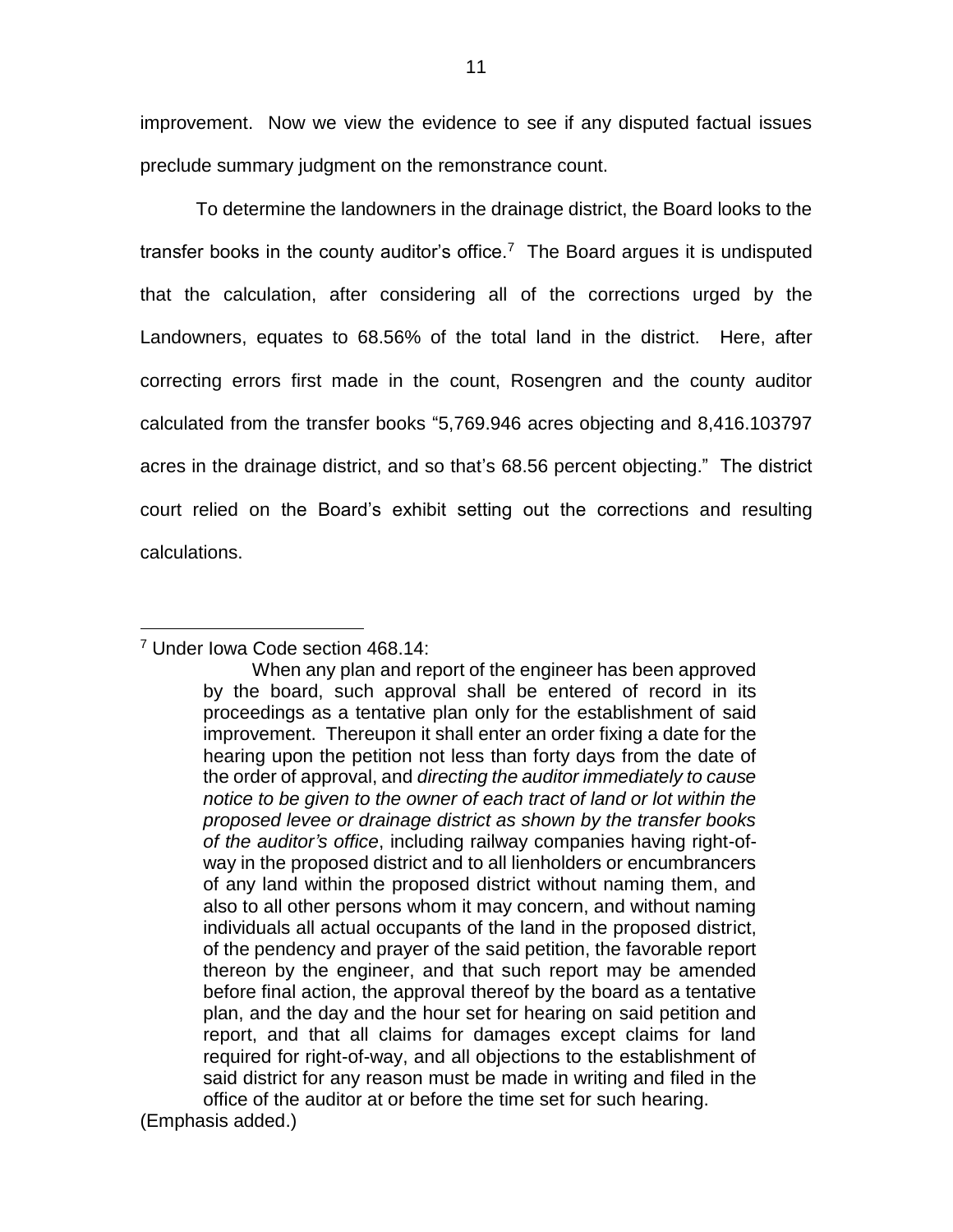improvement. Now we view the evidence to see if any disputed factual issues preclude summary judgment on the remonstrance count.

To determine the landowners in the drainage district, the Board looks to the transfer books in the county auditor's office.[7] The Board argues it is undisputed that the calculation, after considering all of the corrections urged by the Landowners, equates to 68.56% of the total land in the district. Here, after correcting errors first made in the count, Rosengren and the county auditor calculated from the transfer books "5,769.946 acres objecting and 8,416.103797 acres in the drainage district, and so that's 68.56 percent objecting." The district court relied on the Board's exhibit setting out the corrections and resulting calculations.

---

[7] Under Iowa Code section 468.14:

> When any plan and report of the engineer has been approved by the board, such approval shall be entered of record in its proceedings as a tentative plan only for the establishment of said improvement. Thereupon it shall enter an order fixing a date for the hearing upon the petition not less than forty days from the date of the order of approval, and *directing the auditor immediately to cause notice to be given to the owner of each tract of land or lot within the proposed levee or drainage district as shown by the transfer books of the auditor's office*, including railway companies having right-of-way in the proposed district and to all lienholders or encumbrancers of any land within the proposed district without naming them, and also to all other persons whom it may concern, and without naming individuals all actual occupants of the land in the proposed district, of the pendency and prayer of the said petition, the favorable report thereon by the engineer, and that such report may be amended before final action, the approval thereof by the board as a tentative plan, and the day and the hour set for hearing on said petition and report, and that all claims for damages except claims for land required for right-of-way, and all objections to the establishment of said district for any reason must be made in writing and filed in the office of the auditor at or before the time set for such hearing.

(Emphasis added.)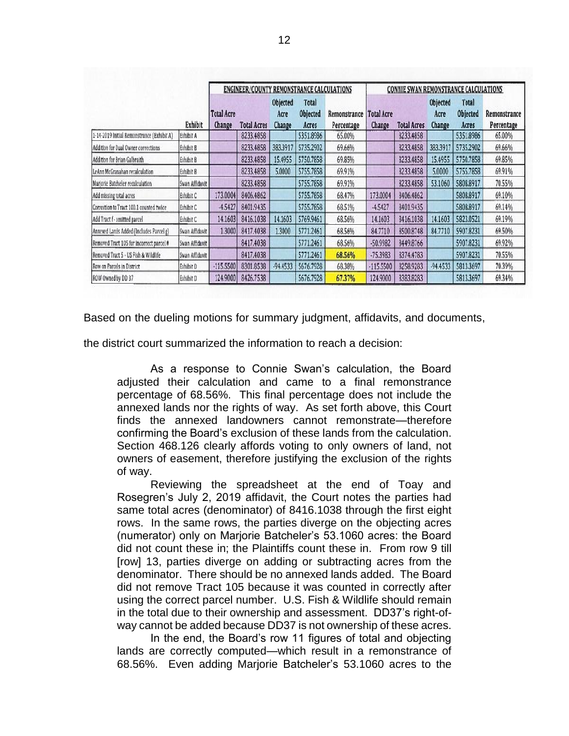| | | ENGINEER/COUNTY REMONSTRANCE CALCULATIONS | | | | | CONNIE SWAN REMONSTRANCE CALCULATIONS | | | | |
|---|---|---|---|---|---|---|---|---|---|---|---|
| | Exhibit | Total Acre Change | Total Acres | Objected Acre Change | Total Objected Acres | Remonstrance Percentage | Total Acre Change | Total Acres | Objected Acre Change | Total Objected Acres | Remonstrance Percentage |
| 1-14-2019 Initial Remonstrance (Exhibit A) | Exhibit A | | 8233.4858 | | 5351.8986 | 65.00% | | 8233.4858 | | 5351.8986 | 65.00% |
| Addition for Dual Owner corrections | Exhibit B | | 8233.4858 | 383.3917 | 5735.2902 | 69.66% | | 8233.4858 | 383.3917 | 5735.2902 | 69.66% |
| Addition for Brian Galbraith | Exhibit B | | 8233.4858 | 15.4955 | 5750.7858 | 69.85% | | 8233.4858 | 15.4955 | 5750.7858 | 69.85% |
| LeAnn McGranahan recalculation | Exhibit B | | 8233.4858 | 5.0000 | 5755.7858 | 69.91% | | 8233.4858 | 5.0000 | 5755.7858 | 69.91% |
| Marjorie Batcheler recalculation | Swan Affidavit | | 8233.4858 | | 5755.7858 | 69.91% | | 8233.4858 | 53.1060 | 5808.8917 | 70.55% |
| Add missing total acres | Exhibit C | 173.0004 | 8406.4862 | | 5755.7858 | 68.47% | 173.0004 | 8406.4862 | | 5808.8917 | 69.10% |
| Correction to Tract 100.1 counted twice | Exhibit C | -4.5427 | 8401.9435 | | 5755.7858 | 68.51% | -4.5427 | 8401.9435 | | 5808.8917 | 69.14% |
| Add Tract f - omitted parcel | Exhibit C | 14.1603 | 8416.1038 | 14.1603 | 5769.9461 | 68.56% | 14.1603 | 8416.1038 | 14.1603 | 5823.0521 | 69.19% |
| Annexed Lands Added (Includes Parcel g) | Swan Affidavit | 1.3000 | 8417.4038 | 1.3000 | 5771.2461 | 68.56% | 84.7710 | 8500.8748 | 84.7710 | 5907.8231 | 69.50% |
| Removed Tract 105 for incorrect parcel # | Swan Affidavit | | 8417.4038 | | 5771.2461 | 68.56% | -50.9982 | 8449.8766 | | 5907.8231 | 69.92% |
| Removed Tract 5 - US Fish & Wildlife | Swan Affidavit | | 8417.4038 | | 5771.2461 | 68.56% | -75.3983 | 8374.4783 | | 5907.8231 | 70.55% |
| Row on Parcels in District | Exhibit D | -115.5500 | 8301.8538 | -94.4533 | 5676.7928 | 68.38% | -115.5500 | 8258.9283 | -94.4533 | 5813.3697 | 70.39% |
| ROW Owned by DD 37 | Exhibit D | 124.9000 | 8426.7538 | | 5676.7928 | 67.37% | 124.9000 | 8383.8283 | | 5813.3697 | 69.34% |

Based on the dueling motions for summary judgment, affidavits, and documents, the district court summarized the information to reach a decision:

> As a response to Connie Swan's calculation, the Board adjusted their calculation and came to a final remonstrance percentage of 68.56%. This final percentage does not include the annexed lands nor the rights of way. As set forth above, this Court finds the annexed landowners cannot remonstrate—therefore confirming the Board's exclusion of these lands from the calculation. Section 468.126 clearly affords voting to only owners of land, not owners of easement, therefore justifying the exclusion of the rights of way.
>
> Reviewing the spreadsheet at the end of Toay and Rosegren's July 2, 2019 affidavit, the Court notes the parties had same total acres (denominator) of 8416.1038 through the first eight rows. In the same rows, the parties diverge on the objecting acres (numerator) only on Marjorie Batcheler's 53.1060 acres: the Board did not count these in; the Plaintiffs count these in. From row 9 till [row] 13, parties diverge on adding or subtracting acres from the denominator. There should be no annexed lands added. The Board did not remove Tract 105 because it was counted in correctly after using the correct parcel number. U.S. Fish & Wildlife should remain in the total due to their ownership and assessment. DD37's right-of-way cannot be added because DD37 is not ownership of these acres.
>
> In the end, the Board's row 11 figures of total and objecting lands are correctly computed—which result in a remonstrance of 68.56%. Even adding Marjorie Batcheler's 53.1060 acres to the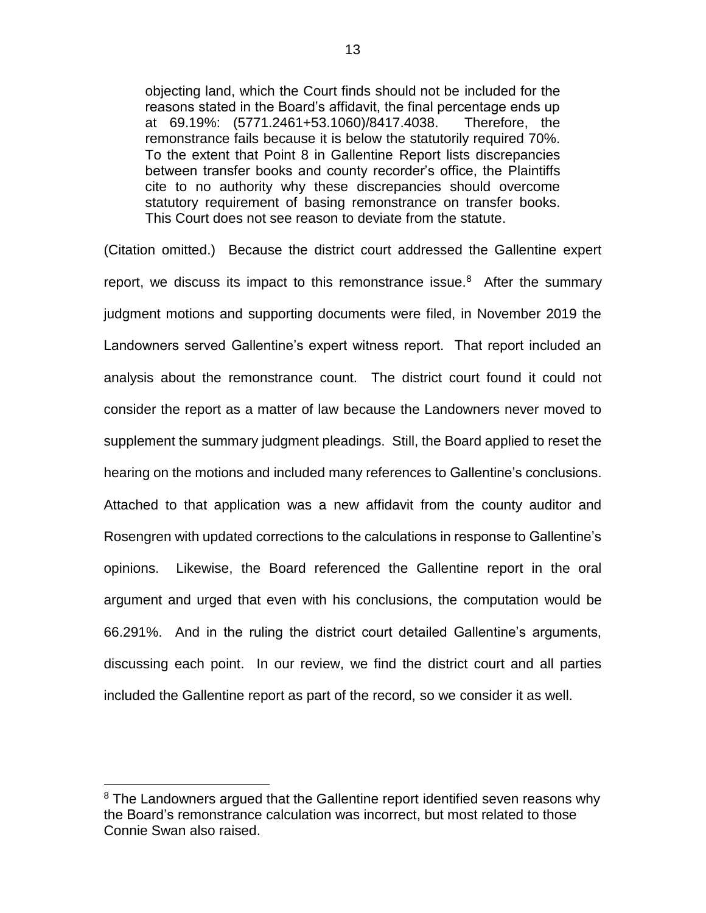> objecting land, which the Court finds should not be included for the reasons stated in the Board's affidavit, the final percentage ends up at 69.19%: (5771.2461+53.1060)/8417.4038. Therefore, the remonstrance fails because it is below the statutorily required 70%. To the extent that Point 8 in Gallentine Report lists discrepancies between transfer books and county recorder's office, the Plaintiffs cite to no authority why these discrepancies should overcome statutory requirement of basing remonstrance on transfer books. This Court does not see reason to deviate from the statute.

(Citation omitted.) Because the district court addressed the Gallentine expert report, we discuss its impact to this remonstrance issue.[8] After the summary judgment motions and supporting documents were filed, in November 2019 the Landowners served Gallentine's expert witness report. That report included an analysis about the remonstrance count. The district court found it could not consider the report as a matter of law because the Landowners never moved to supplement the summary judgment pleadings. Still, the Board applied to reset the hearing on the motions and included many references to Gallentine's conclusions. Attached to that application was a new affidavit from the county auditor and Rosengren with updated corrections to the calculations in response to Gallentine's opinions. Likewise, the Board referenced the Gallentine report in the oral argument and urged that even with his conclusions, the computation would be 66.291%. And in the ruling the district court detailed Gallentine's arguments, discussing each point. In our review, we find the district court and all parties included the Gallentine report as part of the record, so we consider it as well.

[8] The Landowners argued that the Gallentine report identified seven reasons why the Board's remonstrance calculation was incorrect, but most related to those Connie Swan also raised.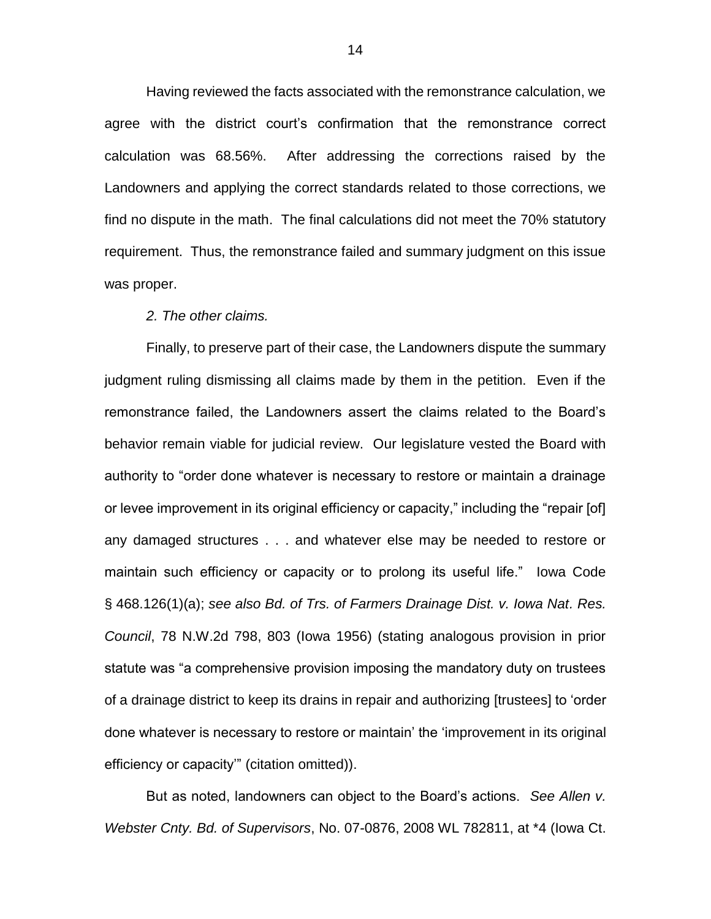Having reviewed the facts associated with the remonstrance calculation, we agree with the district court's confirmation that the remonstrance correct calculation was 68.56%. After addressing the corrections raised by the Landowners and applying the correct standards related to those corrections, we find no dispute in the math. The final calculations did not meet the 70% statutory requirement. Thus, the remonstrance failed and summary judgment on this issue was proper.

*2. The other claims.*

Finally, to preserve part of their case, the Landowners dispute the summary judgment ruling dismissing all claims made by them in the petition. Even if the remonstrance failed, the Landowners assert the claims related to the Board's behavior remain viable for judicial review. Our legislature vested the Board with authority to "order done whatever is necessary to restore or maintain a drainage or levee improvement in its original efficiency or capacity," including the "repair [of] any damaged structures . . . and whatever else may be needed to restore or maintain such efficiency or capacity or to prolong its useful life." Iowa Code § 468.126(1)(a); *see also Bd. of Trs. of Farmers Drainage Dist. v. Iowa Nat. Res. Council*, 78 N.W.2d 798, 803 (Iowa 1956) (stating analogous provision in prior statute was "a comprehensive provision imposing the mandatory duty on trustees of a drainage district to keep its drains in repair and authorizing [trustees] to 'order done whatever is necessary to restore or maintain' the 'improvement in its original efficiency or capacity'" (citation omitted)).

But as noted, landowners can object to the Board's actions. *See Allen v. Webster Cnty. Bd. of Supervisors*, No. 07-0876, 2008 WL 782811, at *4 (Iowa Ct.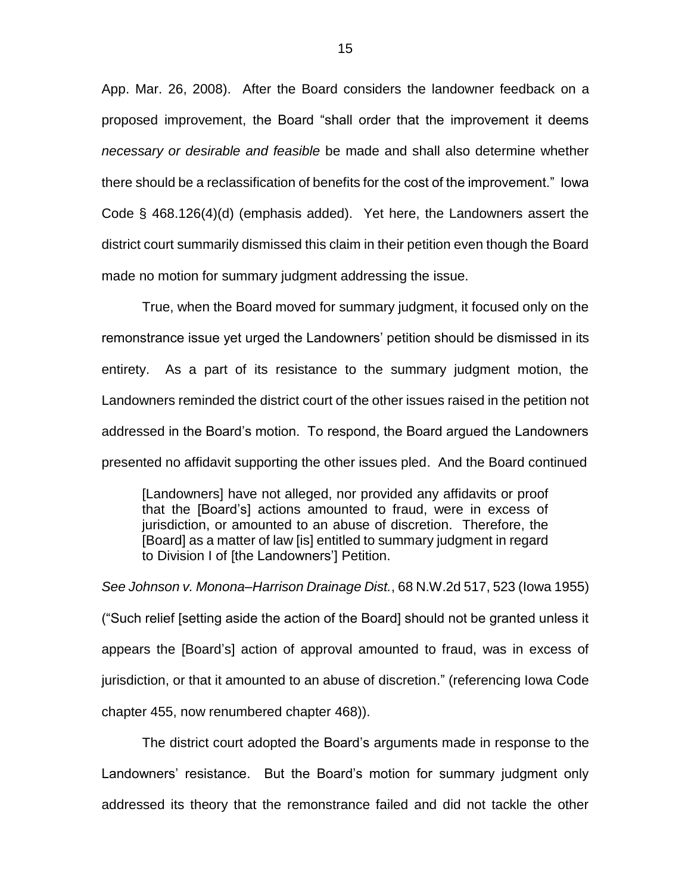App. Mar. 26, 2008). After the Board considers the landowner feedback on a proposed improvement, the Board "shall order that the improvement it deems *necessary or desirable and feasible* be made and shall also determine whether there should be a reclassification of benefits for the cost of the improvement." Iowa Code § 468.126(4)(d) (emphasis added). Yet here, the Landowners assert the district court summarily dismissed this claim in their petition even though the Board made no motion for summary judgment addressing the issue.

True, when the Board moved for summary judgment, it focused only on the remonstrance issue yet urged the Landowners' petition should be dismissed in its entirety. As a part of its resistance to the summary judgment motion, the Landowners reminded the district court of the other issues raised in the petition not addressed in the Board's motion. To respond, the Board argued the Landowners presented no affidavit supporting the other issues pled. And the Board continued

> [Landowners] have not alleged, nor provided any affidavits or proof that the [Board's] actions amounted to fraud, were in excess of jurisdiction, or amounted to an abuse of discretion. Therefore, the [Board] as a matter of law [is] entitled to summary judgment in regard to Division I of [the Landowners'] Petition.

*See Johnson v. Monona–Harrison Drainage Dist.*, 68 N.W.2d 517, 523 (Iowa 1955) ("Such relief [setting aside the action of the Board] should not be granted unless it appears the [Board's] action of approval amounted to fraud, was in excess of jurisdiction, or that it amounted to an abuse of discretion." (referencing Iowa Code chapter 455, now renumbered chapter 468)).

The district court adopted the Board's arguments made in response to the Landowners' resistance. But the Board's motion for summary judgment only addressed its theory that the remonstrance failed and did not tackle the other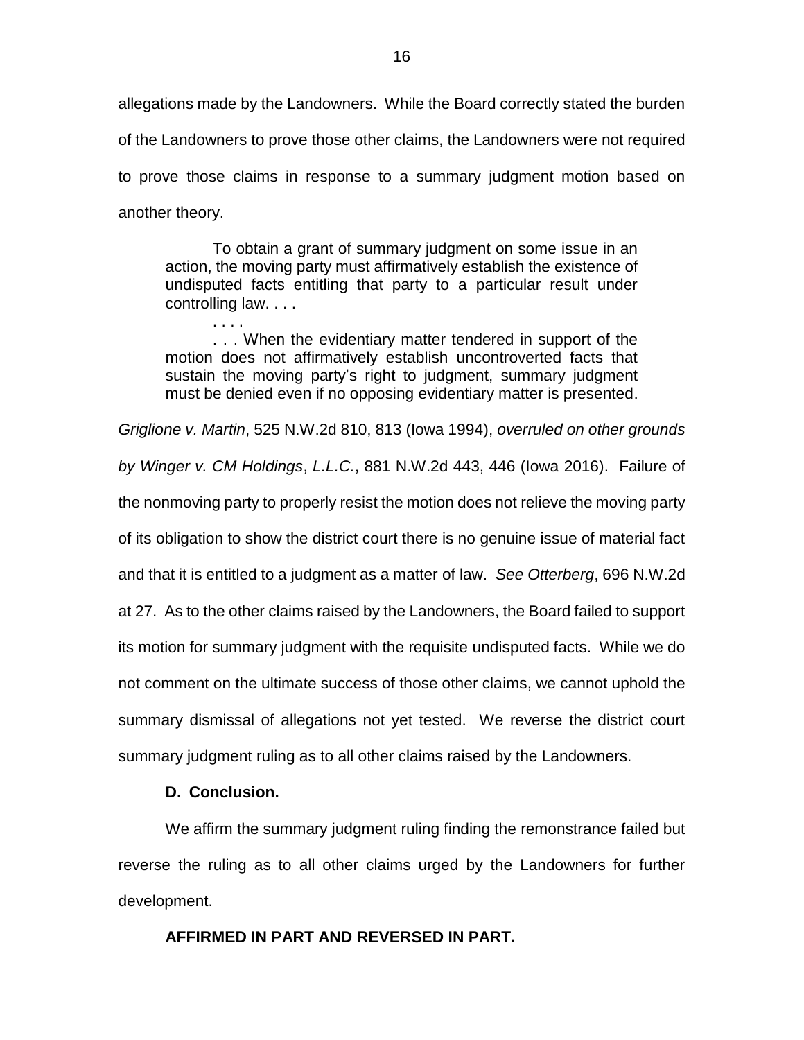allegations made by the Landowners. While the Board correctly stated the burden of the Landowners to prove those other claims, the Landowners were not required to prove those claims in response to a summary judgment motion based on another theory.

> To obtain a grant of summary judgment on some issue in an action, the moving party must affirmatively establish the existence of undisputed facts entitling that party to a particular result under controlling law. . . .
>
> . . . .
>
> . . . When the evidentiary matter tendered in support of the motion does not affirmatively establish uncontroverted facts that sustain the moving party's right to judgment, summary judgment must be denied even if no opposing evidentiary matter is presented.

*Griglione v. Martin*, 525 N.W.2d 810, 813 (Iowa 1994), *overruled on other grounds by Winger v. CM Holdings*, *L.L.C.*, 881 N.W.2d 443, 446 (Iowa 2016). Failure of the nonmoving party to properly resist the motion does not relieve the moving party of its obligation to show the district court there is no genuine issue of material fact and that it is entitled to a judgment as a matter of law. *See Otterberg*, 696 N.W.2d at 27. As to the other claims raised by the Landowners, the Board failed to support its motion for summary judgment with the requisite undisputed facts. While we do not comment on the ultimate success of those other claims, we cannot uphold the summary dismissal of allegations not yet tested. We reverse the district court summary judgment ruling as to all other claims raised by the Landowners.

**D. Conclusion.**

We affirm the summary judgment ruling finding the remonstrance failed but reverse the ruling as to all other claims urged by the Landowners for further development.

**AFFIRMED IN PART AND REVERSED IN PART.**